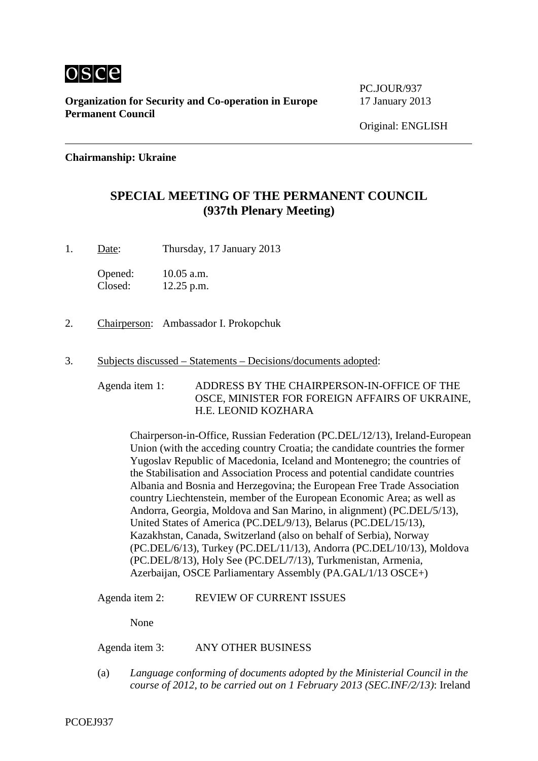**Organization for Security and Co-operation in Europe**
**Permanent Council**

PC.JOUR/937
17 January 2013

Original: ENGLISH

**Chairmanship: Ukraine**

## SPECIAL MEETING OF THE PERMANENT COUNCIL
## (937th Plenary Meeting)

1. Date: Thursday, 17 January 2013

   Opened: 10.05 a.m.
   Closed: 12.25 p.m.

2. Chairperson: Ambassador I. Prokopchuk

3. Subjects discussed – Statements – Decisions/documents adopted:

   Agenda item 1: ADDRESS BY THE CHAIRPERSON-IN-OFFICE OF THE OSCE, MINISTER FOR FOREIGN AFFAIRS OF UKRAINE, H.E. LEONID KOZHARA

   Chairperson-in-Office, Russian Federation (PC.DEL/12/13), Ireland-European Union (with the acceding country Croatia; the candidate countries the former Yugoslav Republic of Macedonia, Iceland and Montenegro; the countries of the Stabilisation and Association Process and potential candidate countries Albania and Bosnia and Herzegovina; the European Free Trade Association country Liechtenstein, member of the European Economic Area; as well as Andorra, Georgia, Moldova and San Marino, in alignment) (PC.DEL/5/13), United States of America (PC.DEL/9/13), Belarus (PC.DEL/15/13), Kazakhstan, Canada, Switzerland (also on behalf of Serbia), Norway (PC.DEL/6/13), Turkey (PC.DEL/11/13), Andorra (PC.DEL/10/13), Moldova (PC.DEL/8/13), Holy See (PC.DEL/7/13), Turkmenistan, Armenia, Azerbaijan, OSCE Parliamentary Assembly (PA.GAL/1/13 OSCE+)

   Agenda item 2: REVIEW OF CURRENT ISSUES

   None

   Agenda item 3: ANY OTHER BUSINESS

   (a) *Language conforming of documents adopted by the Ministerial Council in the course of 2012, to be carried out on 1 February 2013 (SEC.INF/2/13)*: Ireland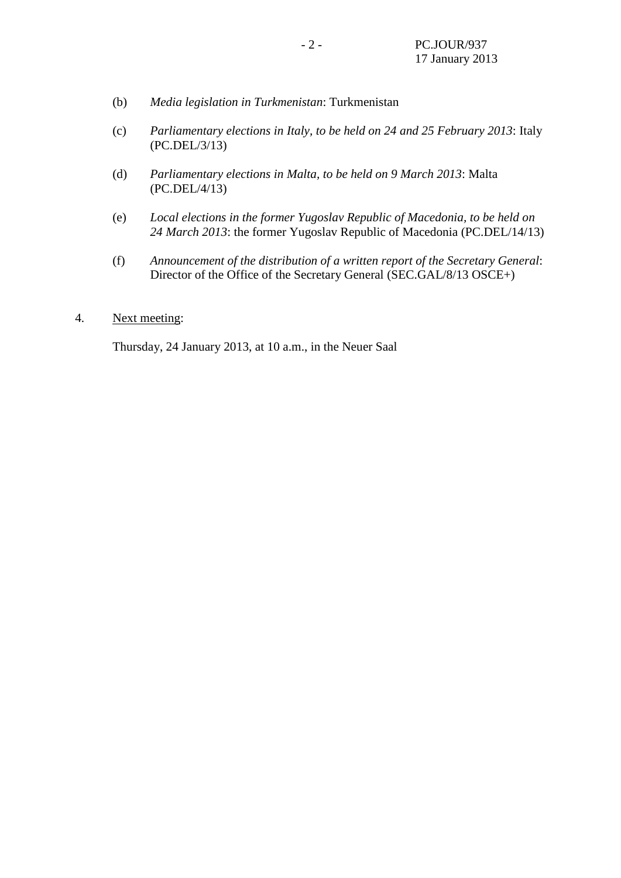(b) *Media legislation in Turkmenistan*: Turkmenistan

(c) *Parliamentary elections in Italy, to be held on 24 and 25 February 2013*: Italy (PC.DEL/3/13)

(d) *Parliamentary elections in Malta, to be held on 9 March 2013*: Malta (PC.DEL/4/13)

(e) *Local elections in the former Yugoslav Republic of Macedonia, to be held on 24 March 2013*: the former Yugoslav Republic of Macedonia (PC.DEL/14/13)

(f) *Announcement of the distribution of a written report of the Secretary General*: Director of the Office of the Secretary General (SEC.GAL/8/13 OSCE+)

4. Next meeting:

Thursday, 24 January 2013, at 10 a.m., in the Neuer Saal